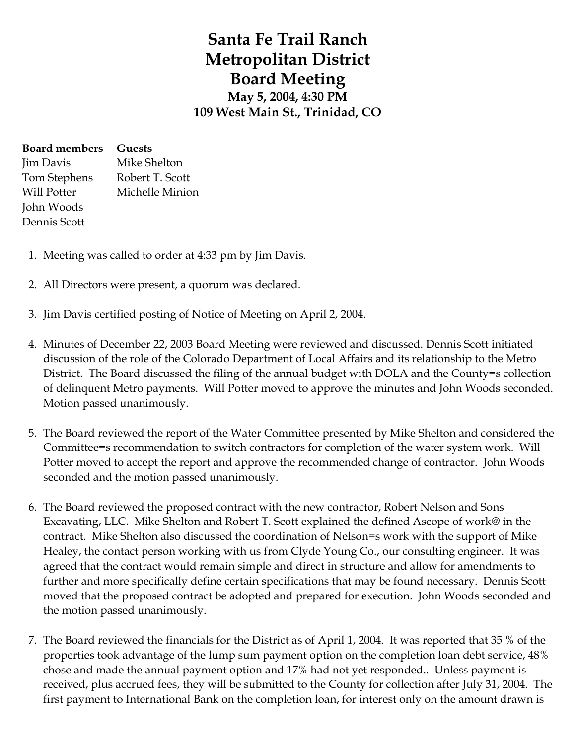# Santa Fe Trail Ranch
# Metropolitan District
# Board Meeting
### May 5, 2004, 4:30 PM
### 109 West Main St., Trinidad, CO

| **Board members** | **Guests** |
|---|---|
| Jim Davis | Mike Shelton |
| Tom Stephens | Robert T. Scott |
| Will Potter | Michelle Minion |
| John Woods | |
| Dennis Scott | |

1. Meeting was called to order at 4:33 pm by Jim Davis.

2. All Directors were present, a quorum was declared.

3. Jim Davis certified posting of Notice of Meeting on April 2, 2004.

4. Minutes of December 22, 2003 Board Meeting were reviewed and discussed. Dennis Scott initiated discussion of the role of the Colorado Department of Local Affairs and its relationship to the Metro District. The Board discussed the filing of the annual budget with DOLA and the County=s collection of delinquent Metro payments. Will Potter moved to approve the minutes and John Woods seconded. Motion passed unanimously.

5. The Board reviewed the report of the Water Committee presented by Mike Shelton and considered the Committee=s recommendation to switch contractors for completion of the water system work. Will Potter moved to accept the report and approve the recommended change of contractor. John Woods seconded and the motion passed unanimously.

6. The Board reviewed the proposed contract with the new contractor, Robert Nelson and Sons Excavating, LLC. Mike Shelton and Robert T. Scott explained the defined Ascope of work@ in the contract. Mike Shelton also discussed the coordination of Nelson=s work with the support of Mike Healey, the contact person working with us from Clyde Young Co., our consulting engineer. It was agreed that the contract would remain simple and direct in structure and allow for amendments to further and more specifically define certain specifications that may be found necessary. Dennis Scott moved that the proposed contract be adopted and prepared for execution. John Woods seconded and the motion passed unanimously.

7. The Board reviewed the financials for the District as of April 1, 2004. It was reported that 35 % of the properties took advantage of the lump sum payment option on the completion loan debt service, 48% chose and made the annual payment option and 17% had not yet responded.. Unless payment is received, plus accrued fees, they will be submitted to the County for collection after July 31, 2004. The first payment to International Bank on the completion loan, for interest only on the amount drawn is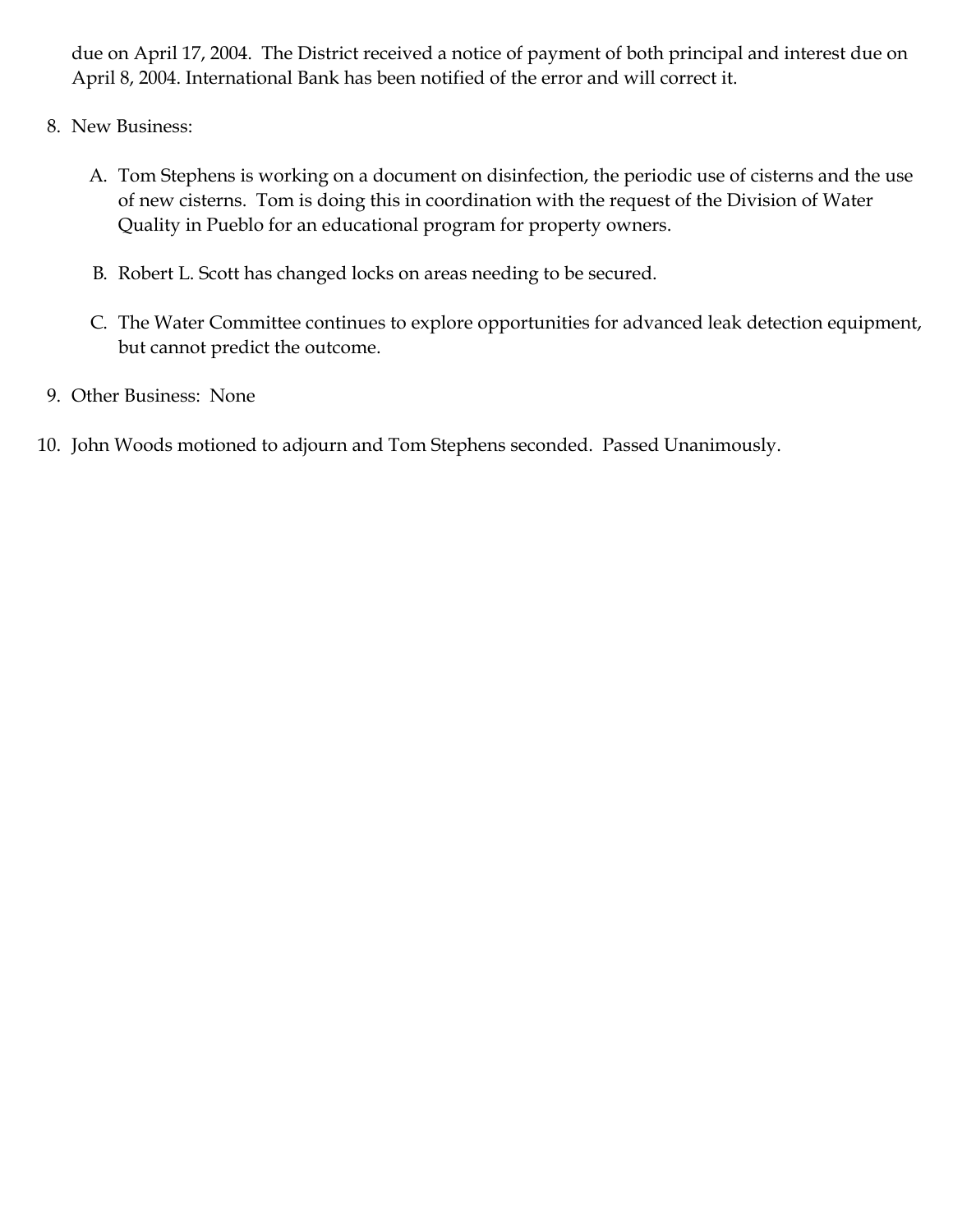due on April 17, 2004. The District received a notice of payment of both principal and interest due on April 8, 2004. International Bank has been notified of the error and will correct it.

8. New Business:

   A. Tom Stephens is working on a document on disinfection, the periodic use of cisterns and the use of new cisterns. Tom is doing this in coordination with the request of the Division of Water Quality in Pueblo for an educational program for property owners.

   B. Robert L. Scott has changed locks on areas needing to be secured.

   C. The Water Committee continues to explore opportunities for advanced leak detection equipment, but cannot predict the outcome.

9. Other Business: None

10. John Woods motioned to adjourn and Tom Stephens seconded. Passed Unanimously.